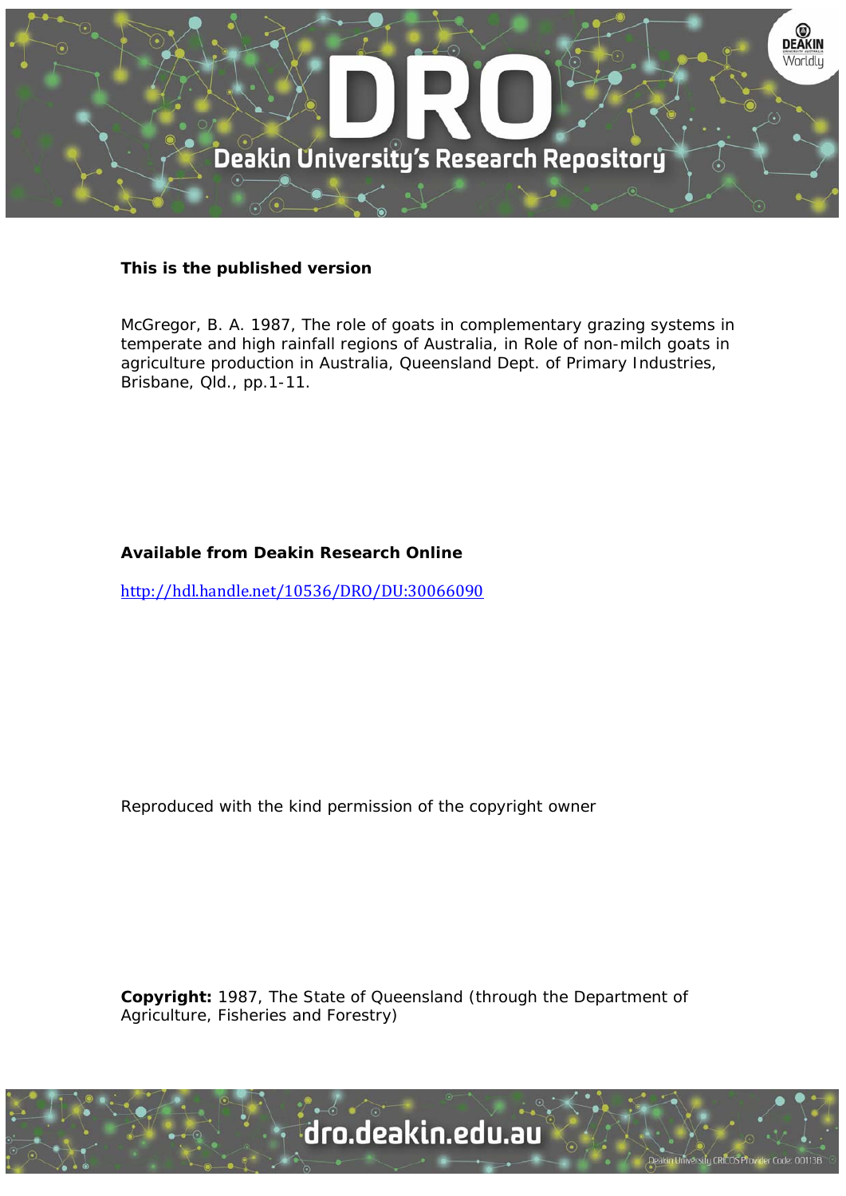**This is the published version**

McGregor, B. A. 1987, The role of goats in complementary grazing systems in temperate and high rainfall regions of Australia, in Role of non-milch goats in agriculture production in Australia, Queensland Dept. of Primary Industries, Brisbane, Qld., pp.1-11.

**Available from Deakin Research Online**

http://hdl.handle.net/10536/DRO/DU:30066090

Reproduced with the kind permission of the copyright owner

**Copyright:** 1987, The State of Queensland (through the Department of Agriculture, Fisheries and Forestry)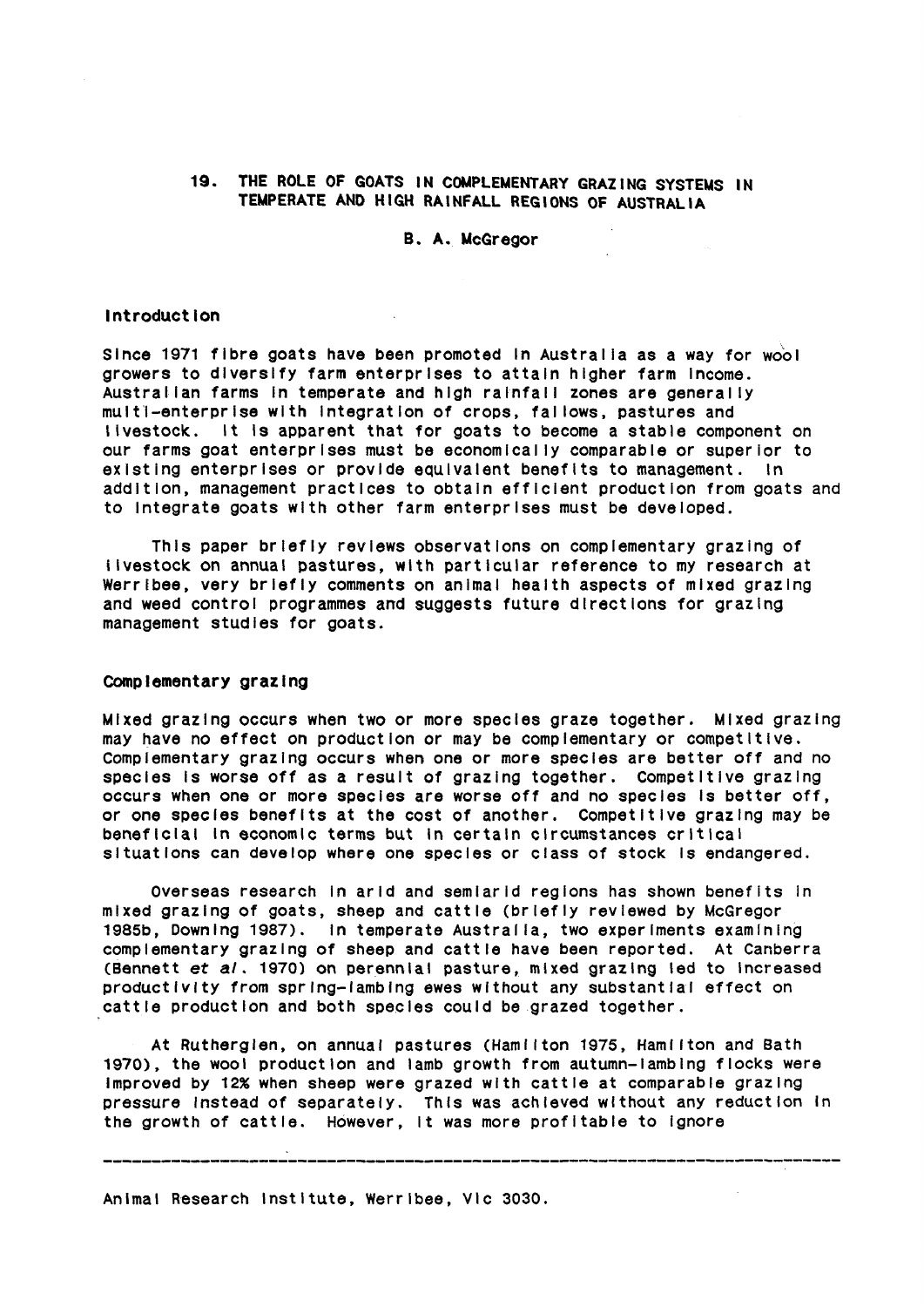## 19. THE ROLE OF GOATS IN COMPLEMENTARY GRAZING SYSTEMS IN TEMPERATE AND HIGH RAINFALL REGIONS OF AUSTRALIA

B. A. McGregor

### Introduction

Since 1971 fibre goats have been promoted in Australia as a way for wool growers to diversify farm enterprises to attain higher farm income. Australian farms in temperate and high rainfall zones are generally multi-enterprise with integration of crops, fallows, pastures and livestock. It is apparent that for goats to become a stable component on our farms goat enterprises must be economically comparable or superior to existing enterprises or provide equivalent benefits to management. In addition, management practices to obtain efficient production from goats and to integrate goats with other farm enterprises must be developed.

This paper briefly reviews observations on complementary grazing of livestock on annual pastures, with particular reference to my research at Werribee, very briefly comments on animal health aspects of mixed grazing and weed control programmes and suggests future directions for grazing management studies for goats.

### Complementary grazing

Mixed grazing occurs when two or more species graze together. Mixed grazing may have no effect on production or may be complementary or competitive. Complementary grazing occurs when one or more species are better off and no species is worse off as a result of grazing together. Competitive grazing occurs when one or more species are worse off and no species is better off, or one species benefits at the cost of another. Competitive grazing may be beneficial in economic terms but in certain circumstances critical situations can develop where one species or class of stock is endangered.

Overseas research in arid and semiarid regions has shown benefits in mixed grazing of goats, sheep and cattle (briefly reviewed by McGregor 1985b, Downing 1987). In temperate Australia, two experiments examining complementary grazing of sheep and cattle have been reported. At Canberra (Bennett *et al*. 1970) on perennial pasture, mixed grazing led to increased productivity from spring-lambing ewes without any substantial effect on cattle production and both species could be grazed together.

At Rutherglen, on annual pastures (Hamilton 1975, Hamilton and Bath 1970), the wool production and lamb growth from autumn-lambing flocks were improved by 12% when sheep were grazed with cattle at comparable grazing pressure instead of separately. This was achieved without any reduction in the growth of cattle. However, it was more profitable to ignore

---

Animal Research Institute, Werribee, Vic 3030.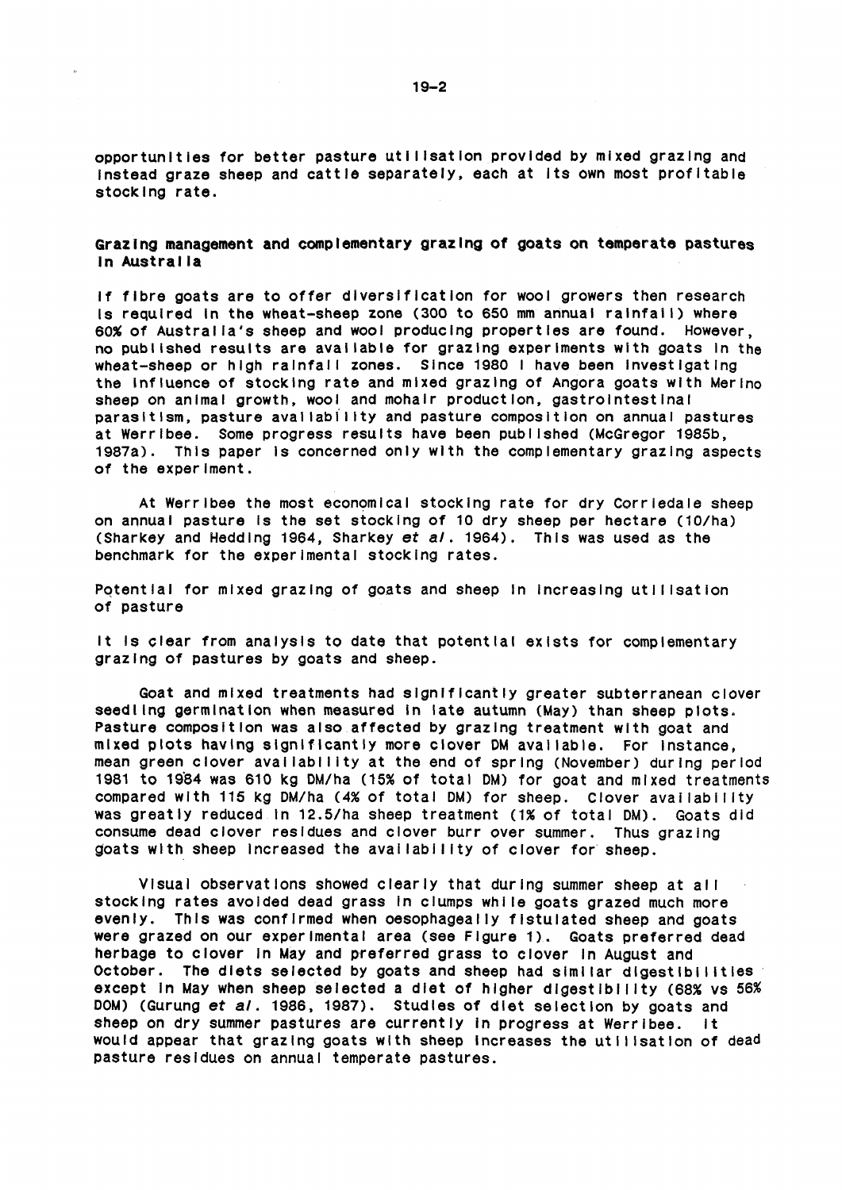opportunities for better pasture utilisation provided by mixed grazing and instead graze sheep and cattle separately, each at its own most profitable stocking rate.

## Grazing management and complementary grazing of goats on temperate pastures in Australia

If fibre goats are to offer diversification for wool growers then research is required in the wheat-sheep zone (300 to 650 mm annual rainfall) where 60% of Australia's sheep and wool producing properties are found. However, no published results are available for grazing experiments with goats in the wheat-sheep or high rainfall zones. Since 1980 I have been investigating the influence of stocking rate and mixed grazing of Angora goats with Merino sheep on animal growth, wool and mohair production, gastrointestinal parasitism, pasture availability and pasture composition on annual pastures at Werribee. Some progress results have been published (McGregor 1985b, 1987a). This paper is concerned only with the complementary grazing aspects of the experiment.

At Werribee the most economical stocking rate for dry Corriedale sheep on annual pasture is the set stocking of 10 dry sheep per hectare (10/ha) (Sharkey and Hedding 1964, Sharkey *et al*. 1964). This was used as the benchmark for the experimental stocking rates.

### Potential for mixed grazing of goats and sheep in increasing utilisation of pasture

It is clear from analysis to date that potential exists for complementary grazing of pastures by goats and sheep.

Goat and mixed treatments had significantly greater subterranean clover seedling germination when measured in late autumn (May) than sheep plots. Pasture composition was also affected by grazing treatment with goat and mixed plots having significantly more clover DM available. For instance, mean green clover availability at the end of spring (November) during period 1981 to 1984 was 610 kg DM/ha (15% of total DM) for goat and mixed treatments compared with 115 kg DM/ha (4% of total DM) for sheep. Clover availability was greatly reduced in 12.5/ha sheep treatment (1% of total DM). Goats did consume dead clover residues and clover burr over summer. Thus grazing goats with sheep increased the availability of clover for sheep.

Visual observations showed clearly that during summer sheep at all stocking rates avoided dead grass in clumps while goats grazed much more evenly. This was confirmed when oesophageally fistulated sheep and goats were grazed on our experimental area (see Figure 1). Goats preferred dead herbage to clover in May and preferred grass to clover in August and October. The diets selected by goats and sheep had similar digestibilities except in May when sheep selected a diet of higher digestibility (68% vs 56% DOM) (Gurung *et al*. 1986, 1987). Studies of diet selection by goats and sheep on dry summer pastures are currently in progress at Werribee. It would appear that grazing goats with sheep increases the utilisation of dead pasture residues on annual temperate pastures.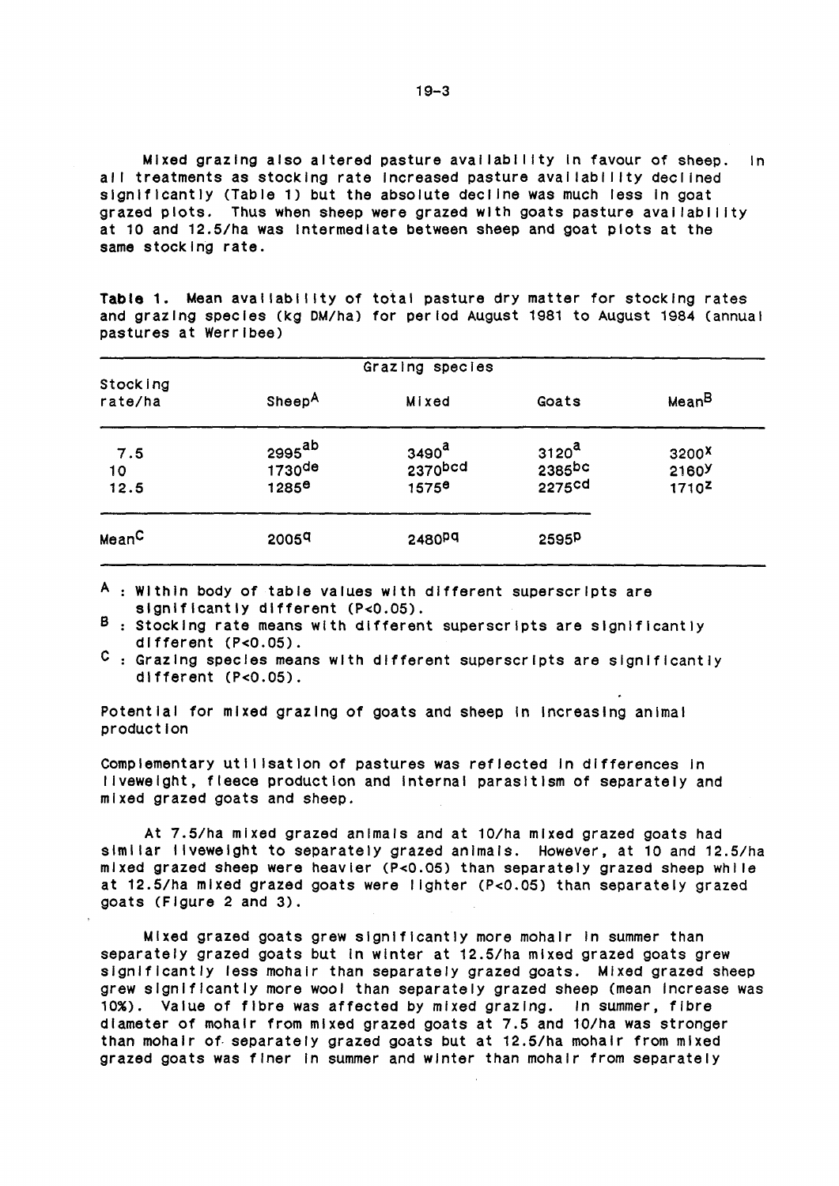Mixed grazing also altered pasture availability in favour of sheep. In all treatments as stocking rate increased pasture availability declined significantly (Table 1) but the absolute decline was much less in goat grazed plots. Thus when sheep were grazed with goats pasture availability at 10 and 12.5/ha was intermediate between sheep and goat plots at the same stocking rate.

**Table 1.** Mean availability of total pasture dry matter for stocking rates and grazing species (kg DM/ha) for period August 1981 to August 1984 (annual pastures at Werribee)

| Stocking rate/ha | Grazing species | | | |
|---|---|---|---|---|
| | Sheep[A] | Mixed | Goats | Mean[B] |
| 7.5 | $2995^{ab}$ | $3490^{a}$ | $3120^{a}$ | $3200^{x}$ |
| 10 | $1730^{de}$ | $2370^{bcd}$ | $2385^{bc}$ | $2160^{y}$ |
| 12.5 | $1285^{e}$ | $1575^{e}$ | $2275^{cd}$ | $1710^{z}$ |
| Mean[C] | $2005^{q}$ | $2480^{pq}$ | $2595^{p}$ | |

[A] : Within body of table values with different superscripts are significantly different ($P<0.05$).
[B] : Stocking rate means with different superscripts are significantly different ($P<0.05$).
[C] : Grazing species means with different superscripts are significantly different ($P<0.05$).

Potential for mixed grazing of goats and sheep in increasing animal production

Complementary utilisation of pastures was reflected in differences in liveweight, fleece production and internal parasitism of separately and mixed grazed goats and sheep.

At 7.5/ha mixed grazed animals and at 10/ha mixed grazed goats had similar liveweight to separately grazed animals. However, at 10 and 12.5/ha mixed grazed sheep were heavier ($P<0.05$) than separately grazed sheep while at 12.5/ha mixed grazed goats were lighter ($P<0.05$) than separately grazed goats (Figure 2 and 3).

Mixed grazed goats grew significantly more mohair in summer than separately grazed goats but in winter at 12.5/ha mixed grazed goats grew significantly less mohair than separately grazed goats. Mixed grazed sheep grew significantly more wool than separately grazed sheep (mean increase was 10%). Value of fibre was affected by mixed grazing. In summer, fibre diameter of mohair from mixed grazed goats at 7.5 and 10/ha was stronger than mohair of separately grazed goats but at 12.5/ha mohair from mixed grazed goats was finer in summer and winter than mohair from separately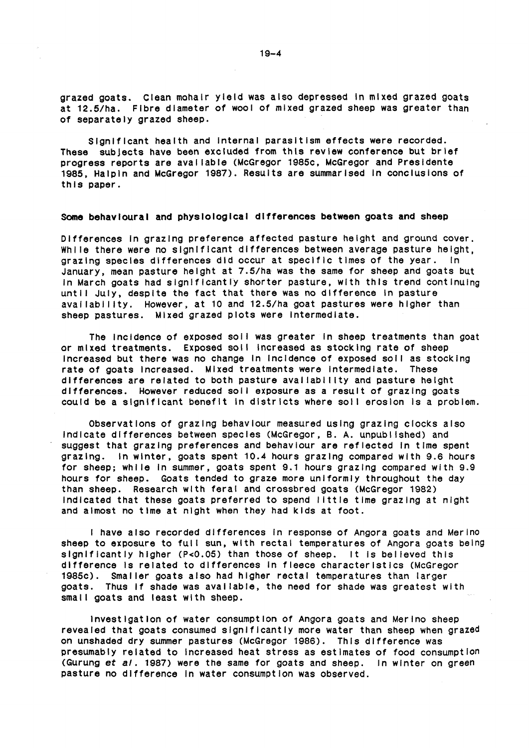grazed goats. Clean mohair yield was also depressed in mixed grazed goats at 12.5/ha. Fibre diameter of wool of mixed grazed sheep was greater than of separately grazed sheep.

Significant health and internal parasitism effects were recorded. These subjects have been excluded from this review conference but brief progress reports are available (McGregor 1985c, McGregor and Presidente 1985, Halpin and McGregor 1987). Results are summarised in conclusions of this paper.

## Some behavioural and physiological differences between goats and sheep

Differences in grazing preference affected pasture height and ground cover. While there were no significant differences between average pasture height, grazing species differences did occur at specific times of the year. In January, mean pasture height at 7.5/ha was the same for sheep and goats but in March goats had significantly shorter pasture, with this trend continuing until July, despite the fact that there was no difference in pasture availability. However, at 10 and 12.5/ha goat pastures were higher than sheep pastures. Mixed grazed plots were intermediate.

The incidence of exposed soil was greater in sheep treatments than goat or mixed treatments. Exposed soil increased as stocking rate of sheep increased but there was no change in incidence of exposed soil as stocking rate of goats increased. Mixed treatments were intermediate. These differences are related to both pasture availability and pasture height differences. However reduced soil exposure as a result of grazing goats could be a significant benefit in districts where soil erosion is a problem.

Observations of grazing behaviour measured using grazing clocks also indicate differences between species (McGregor, B. A. unpublished) and suggest that grazing preferences and behaviour are reflected in time spent grazing. In winter, goats spent 10.4 hours grazing compared with 9.6 hours for sheep; while in summer, goats spent 9.1 hours grazing compared with 9.9 hours for sheep. Goats tended to graze more uniformly throughout the day than sheep. Research with feral and crossbred goats (McGregor 1982) indicated that these goats preferred to spend little time grazing at night and almost no time at night when they had kids at foot.

I have also recorded differences in response of Angora goats and Merino sheep to exposure to full sun, with rectal temperatures of Angora goats being significantly higher ($P<0.05$) than those of sheep. It is believed this difference is related to differences in fleece characteristics (McGregor 1985c). Smaller goats also had higher rectal temperatures than larger goats. Thus if shade was available, the need for shade was greatest with small goats and least with sheep.

Investigation of water consumption of Angora goats and Merino sheep revealed that goats consumed significantly more water than sheep when grazed on unshaded dry summer pastures (McGregor 1986). This difference was presumably related to increased heat stress as estimates of food consumption (Gurung *et al*. 1987) were the same for goats and sheep. In winter on green pasture no difference in water consumption was observed.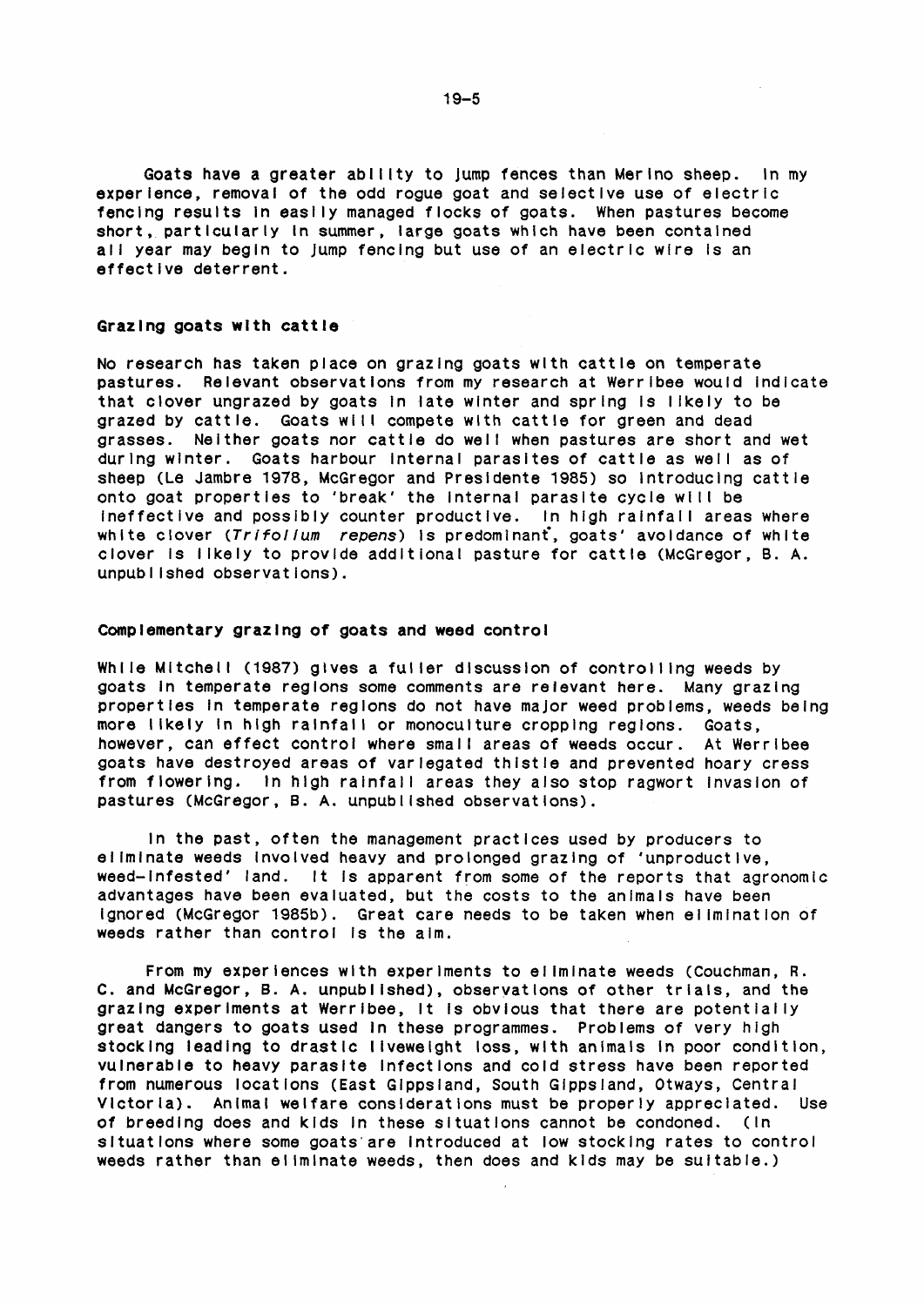Goats have a greater ability to jump fences than Merino sheep. In my experience, removal of the odd rogue goat and selective use of electric fencing results in easily managed flocks of goats. When pastures become short, particularly in summer, large goats which have been contained all year may begin to jump fencing but use of an electric wire is an effective deterrent.

## Grazing goats with cattle

No research has taken place on grazing goats with cattle on temperate pastures. Relevant observations from my research at Werribee would indicate that clover ungrazed by goats in late winter and spring is likely to be grazed by cattle. Goats will compete with cattle for green and dead grasses. Neither goats nor cattle do well when pastures are short and wet during winter. Goats harbour internal parasites of cattle as well as of sheep (Le Jambre 1978, McGregor and Presidente 1985) so introducing cattle onto goat properties to 'break' the internal parasite cycle will be ineffective and possibly counter productive. In high rainfall areas where white clover (*Trifolium repens*) is predominant, goats' avoidance of white clover is likely to provide additional pasture for cattle (McGregor, B. A. unpublished observations).

## Complementary grazing of goats and weed control

While Mitchell (1987) gives a fuller discussion of controlling weeds by goats in temperate regions some comments are relevant here. Many grazing properties in temperate regions do not have major weed problems, weeds being more likely in high rainfall or monoculture cropping regions. Goats, however, can effect control where small areas of weeds occur. At Werribee goats have destroyed areas of variegated thistle and prevented hoary cress from flowering. In high rainfall areas they also stop ragwort invasion of pastures (McGregor, B. A. unpublished observations).

In the past, often the management practices used by producers to eliminate weeds involved heavy and prolonged grazing of 'unproductive, weed-infested' land. It is apparent from some of the reports that agronomic advantages have been evaluated, but the costs to the animals have been ignored (McGregor 1985b). Great care needs to be taken when elimination of weeds rather than control is the aim.

From my experiences with experiments to eliminate weeds (Couchman, R. C. and McGregor, B. A. unpublished), observations of other trials, and the grazing experiments at Werribee, it is obvious that there are potentially great dangers to goats used in these programmes. Problems of very high stocking leading to drastic liveweight loss, with animals in poor condition, vulnerable to heavy parasite infections and cold stress have been reported from numerous locations (East Gippsland, South Gippsland, Otways, Central Victoria). Animal welfare considerations must be properly appreciated. Use of breeding does and kids in these situations cannot be condoned. (In situations where some goats are introduced at low stocking rates to control weeds rather than eliminate weeds, then does and kids may be suitable.)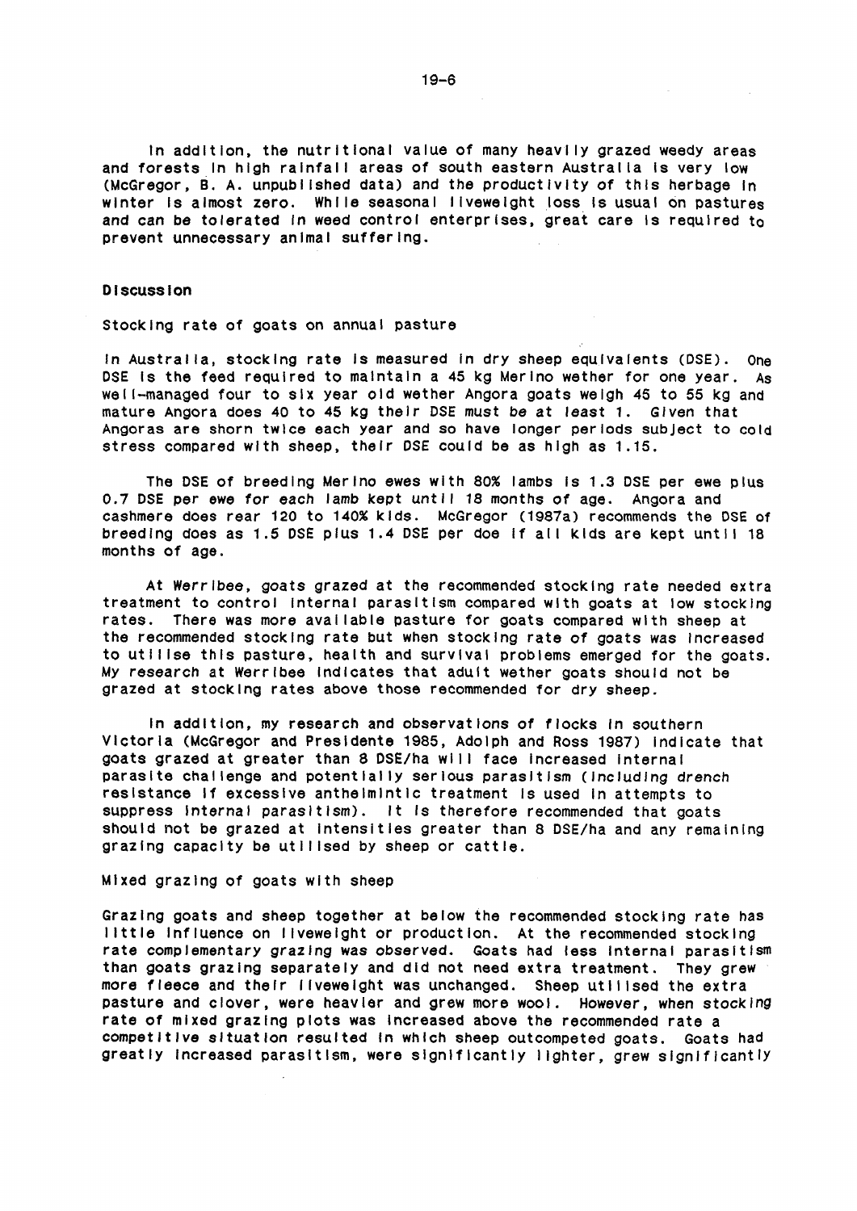In addition, the nutritional value of many heavily grazed weedy areas and forests in high rainfall areas of south eastern Australia is very low (McGregor, B. A. unpublished data) and the productivity of this herbage in winter is almost zero. While seasonal liveweight loss is usual on pastures and can be tolerated in weed control enterprises, great care is required to prevent unnecessary animal suffering.

## Discussion

### Stocking rate of goats on annual pasture

In Australia, stocking rate is measured in dry sheep equivalents (DSE). One DSE is the feed required to maintain a 45 kg Merino wether for one year. As well-managed four to six year old wether Angora goats weigh 45 to 55 kg and mature Angora does 40 to 45 kg their DSE must be at least 1. Given that Angoras are shorn twice each year and so have longer periods subject to cold stress compared with sheep, their DSE could be as high as 1.15.

The DSE of breeding Merino ewes with 80% lambs is 1.3 DSE per ewe plus 0.7 DSE per ewe for each lamb kept until 18 months of age. Angora and cashmere does rear 120 to 140% kids. McGregor (1987a) recommends the DSE of breeding does as 1.5 DSE plus 1.4 DSE per doe if all kids are kept until 18 months of age.

At Werribee, goats grazed at the recommended stocking rate needed extra treatment to control internal parasitism compared with goats at low stocking rates. There was more available pasture for goats compared with sheep at the recommended stocking rate but when stocking rate of goats was increased to utilise this pasture, health and survival problems emerged for the goats. My research at Werribee indicates that adult wether goats should not be grazed at stocking rates above those recommended for dry sheep.

In addition, my research and observations of flocks in southern Victoria (McGregor and Presidente 1985, Adolph and Ross 1987) indicate that goats grazed at greater than 8 DSE/ha will face increased internal parasite challenge and potentially serious parasitism (including drench resistance if excessive anthelmintic treatment is used in attempts to suppress internal parasitism). It is therefore recommended that goats should not be grazed at intensities greater than 8 DSE/ha and any remaining grazing capacity be utilised by sheep or cattle.

### Mixed grazing of goats with sheep

Grazing goats and sheep together at below the recommended stocking rate has little influence on liveweight or production. At the recommended stocking rate complementary grazing was observed. Goats had less internal parasitism than goats grazing separately and did not need extra treatment. They grew more fleece and their liveweight was unchanged. Sheep utilised the extra pasture and clover, were heavier and grew more wool. However, when stocking rate of mixed grazing plots was increased above the recommended rate a competitive situation resulted in which sheep outcompeted goats. Goats had greatly increased parasitism, were significantly lighter, grew significantly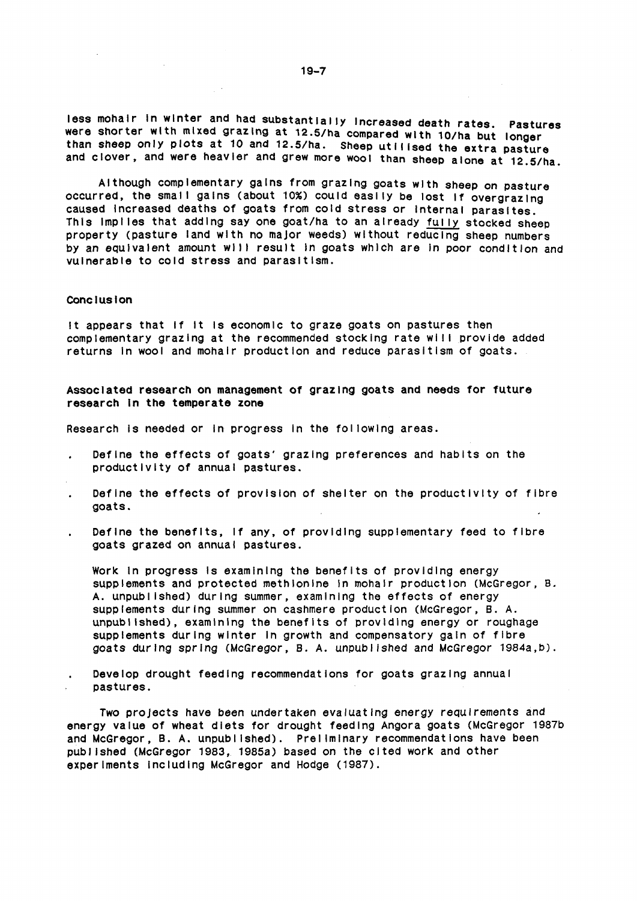less mohair in winter and had substantially increased death rates. Pastures were shorter with mixed grazing at 12.5/ha compared with 10/ha but longer than sheep only plots at 10 and 12.5/ha. Sheep utilised the extra pasture and clover, and were heavier and grew more wool than sheep alone at 12.5/ha.

Although complementary gains from grazing goats with sheep on pasture occurred, the small gains (about 10%) could easily be lost if overgrazing caused increased deaths of goats from cold stress or internal parasites. This implies that adding say one goat/ha to an already fully stocked sheep property (pasture land with no major weeds) without reducing sheep numbers by an equivalent amount will result in goats which are in poor condition and vulnerable to cold stress and parasitism.

### Conclusion

It appears that if it is economic to graze goats on pastures then complementary grazing at the recommended stocking rate will provide added returns in wool and mohair production and reduce parasitism of goats.

### Associated research on management of grazing goats and needs for future research in the temperate zone

Research is needed or in progress in the following areas.

- Define the effects of goats' grazing preferences and habits on the productivity of annual pastures.

- Define the effects of provision of shelter on the productivity of fibre goats.

- Define the benefits, if any, of providing supplementary feed to fibre goats grazed on annual pastures.

  Work in progress is examining the benefits of providing energy supplements and protected methionine in mohair production (McGregor, B. A. unpublished) during summer, examining the effects of energy supplements during summer on cashmere production (McGregor, B. A. unpublished), examining the benefits of providing energy or roughage supplements during winter in growth and compensatory gain of fibre goats during spring (McGregor, B. A. unpublished and McGregor 1984a,b).

- Develop drought feeding recommendations for goats grazing annual pastures.

Two projects have been undertaken evaluating energy requirements and energy value of wheat diets for drought feeding Angora goats (McGregor 1987b and McGregor, B. A. unpublished). Preliminary recommendations have been published (McGregor 1983, 1985a) based on the cited work and other experiments including McGregor and Hodge (1987).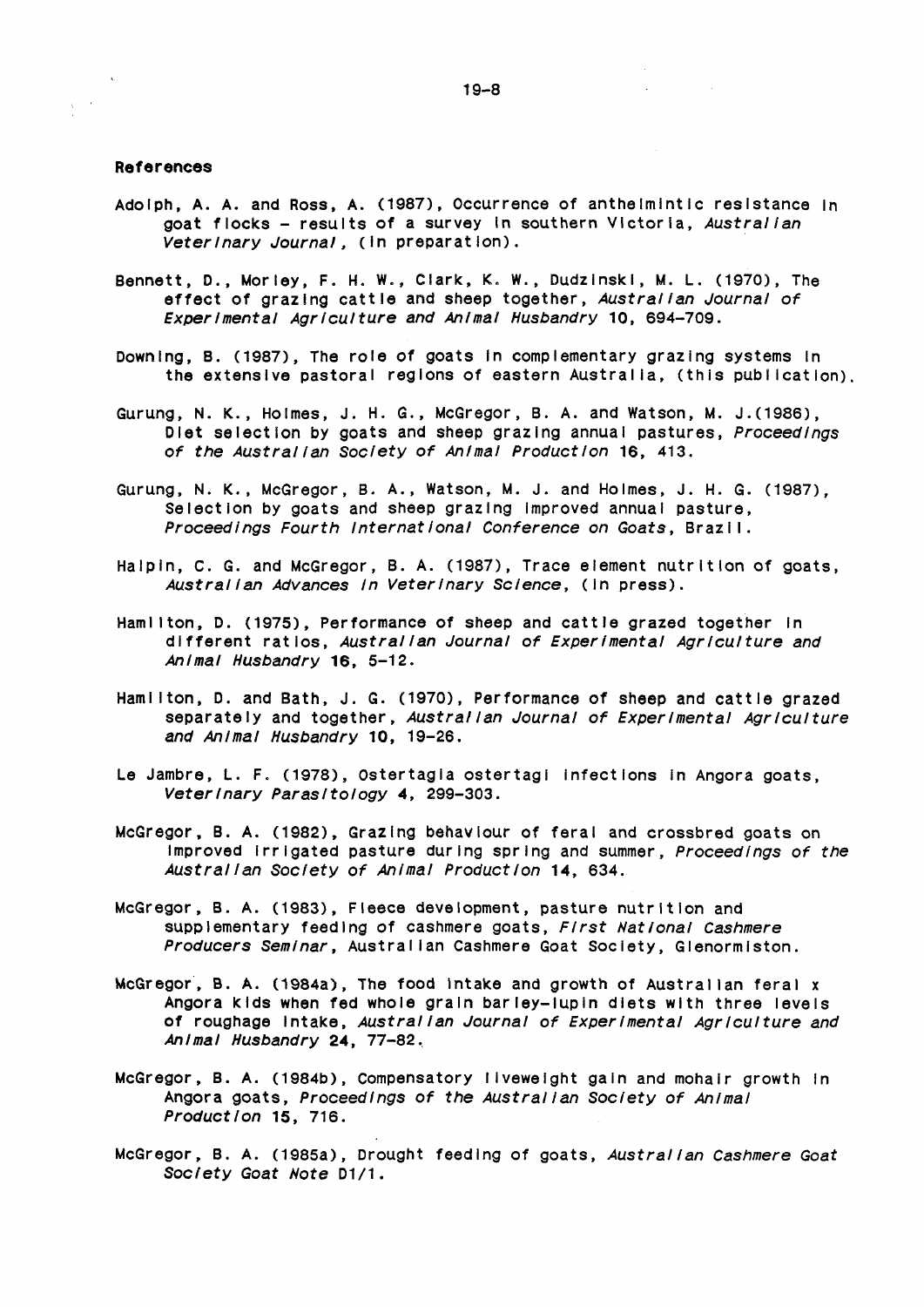## References

Adolph, A. A. and Ross, A. (1987), Occurrence of anthelmintic resistance in goat flocks - results of a survey in southern Victoria, *Australian Veterinary Journal*, (in preparation).

Bennett, D., Morley, F. H. W., Clark, K. W., Dudzinski, M. L. (1970), The effect of grazing cattle and sheep together, *Australian Journal of Experimental Agriculture and Animal Husbandry* **10**, 694-709.

Downing, B. (1987), The role of goats in complementary grazing systems in the extensive pastoral regions of eastern Australia, (this publication).

Gurung, N. K., Holmes, J. H. G., McGregor, B. A. and Watson, M. J.(1986), Diet selection by goats and sheep grazing annual pastures, *Proceedings of the Australian Society of Animal Production* **16**, 413.

Gurung, N. K., McGregor, B. A., Watson, M. J. and Holmes, J. H. G. (1987), Selection by goats and sheep grazing improved annual pasture, *Proceedings Fourth International Conference on Goats*, Brazil.

Halpin, C. G. and McGregor, B. A. (1987), Trace element nutrition of goats, *Australian Advances in Veterinary Science*, (in press).

Hamilton, D. (1975), Performance of sheep and cattle grazed together in different ratios, *Australian Journal of Experimental Agriculture and Animal Husbandry* **16**, 5-12.

Hamilton, D. and Bath, J. G. (1970), Performance of sheep and cattle grazed separately and together, *Australian Journal of Experimental Agriculture and Animal Husbandry* **10**, 19-26.

Le Jambre, L. F. (1978), Ostertagia ostertagi infections in Angora goats, *Veterinary Parasitology* **4**, 299-303.

McGregor, B. A. (1982), Grazing behaviour of feral and crossbred goats on improved irrigated pasture during spring and summer, *Proceedings of the Australian Society of Animal Production* **14**, 634.

McGregor, B. A. (1983), Fleece development, pasture nutrition and supplementary feeding of cashmere goats, *First National Cashmere Producers Seminar*, Australian Cashmere Goat Society, Glenormiston.

McGregor, B. A. (1984a), The food intake and growth of Australian feral x Angora kids when fed whole grain barley-lupin diets with three levels of roughage intake, *Australian Journal of Experimental Agriculture and Animal Husbandry* **24**, 77-82.

McGregor, B. A. (1984b), Compensatory liveweight gain and mohair growth in Angora goats, *Proceedings of the Australian Society of Animal Production* **15**, 716.

McGregor, B. A. (1985a), Drought feeding of goats, *Australian Cashmere Goat Society Goat Note* D1/1.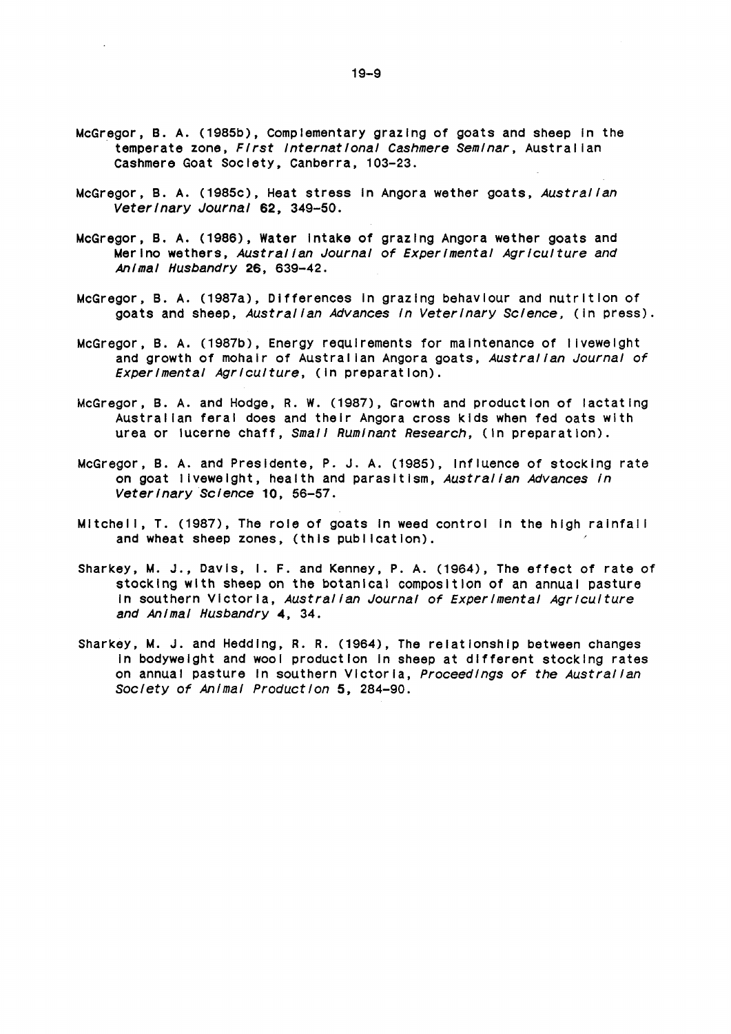McGregor, B. A. (1985b), Complementary grazing of goats and sheep in the temperate zone, *First International Cashmere Seminar*, Australian Cashmere Goat Society, Canberra, 103-23.

McGregor, B. A. (1985c), Heat stress in Angora wether goats, *Australian Veterinary Journal* **62**, 349-50.

McGregor, B. A. (1986), Water intake of grazing Angora wether goats and Merino wethers, *Australian Journal of Experimental Agriculture and Animal Husbandry* **26**, 639-42.

McGregor, B. A. (1987a), Differences in grazing behaviour and nutrition of goats and sheep, *Australian Advances in Veterinary Science*, (in press).

McGregor, B. A. (1987b), Energy requirements for maintenance of liveweight and growth of mohair of Australian Angora goats, *Australian Journal of Experimental Agriculture*, (in preparation).

McGregor, B. A. and Hodge, R. W. (1987), Growth and production of lactating Australian feral does and their Angora cross kids when fed oats with urea or lucerne chaff, *Small Ruminant Research*, (in preparation).

McGregor, B. A. and Presidente, P. J. A. (1985), Influence of stocking rate on goat liveweight, health and parasitism, *Australian Advances in Veterinary Science* **10**, 56-57.

Mitchell, T. (1987), The role of goats in weed control in the high rainfall and wheat sheep zones, (this publication).

Sharkey, M. J., Davis, I. F. and Kenney, P. A. (1964), The effect of rate of stocking with sheep on the botanical composition of an annual pasture in southern Victoria, *Australian Journal of Experimental Agriculture and Animal Husbandry* **4**, 34.

Sharkey, M. J. and Hedding, R. R. (1964), The relationship between changes in bodyweight and wool production in sheep at different stocking rates on annual pasture in southern Victoria, *Proceedings of the Australian Society of Animal Production* **5**, 284-90.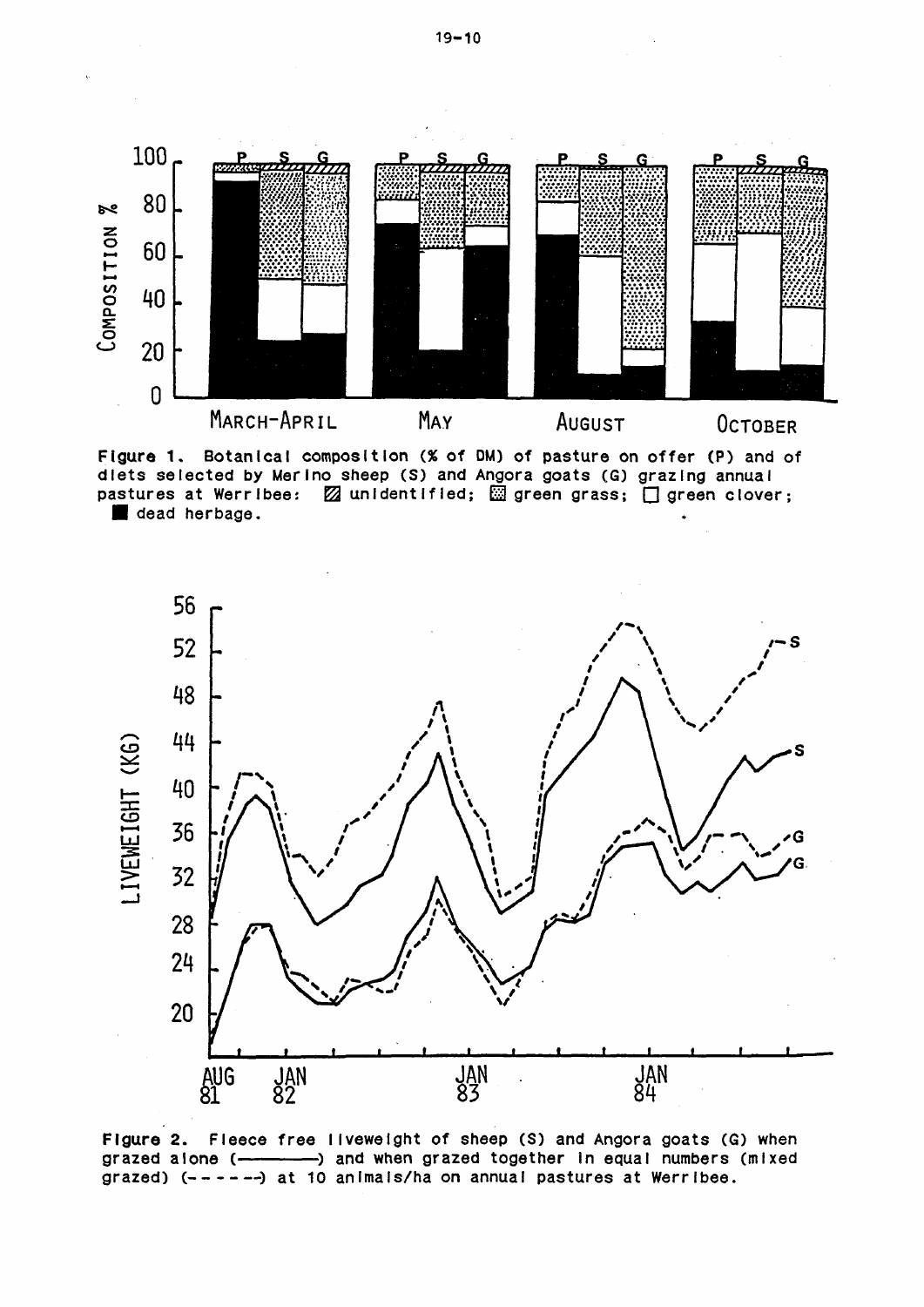Figure 1. Botanical composition (% of DM) of pasture on offer (P) and of diets selected by Merino sheep (S) and Angora goats (G) grazing annual pastures at Werribee: ▨ unidentified; ▦ green grass; ☐ green clover; ■ dead herbage.

Figure 2. Fleece free liveweight of sheep (S) and Angora goats (G) when grazed alone (————) and when grazed together in equal numbers (mixed grazed) (- - - - - -) at 10 animals/ha on annual pastures at Werribee.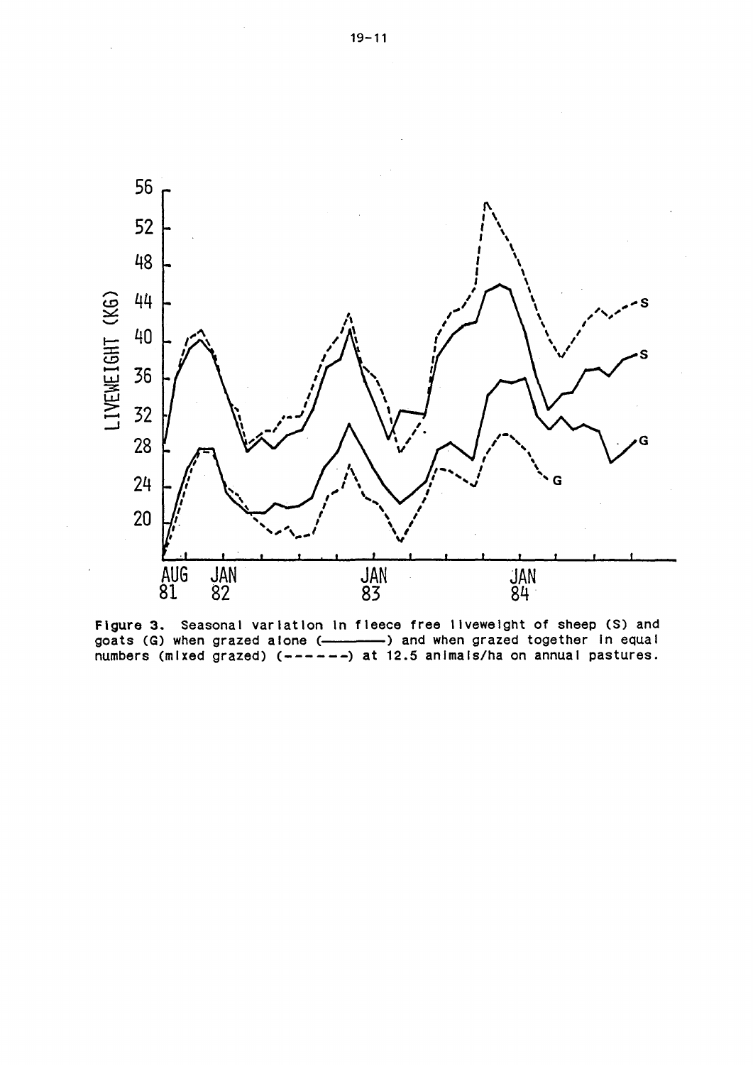56

52

48

44

40

36

32

28

24

20

LIVEWEIGHT (KG)

AUG 81

JAN 82

JAN 83

JAN 84

S

S

G

G

Figure 3. Seasonal variation in fleece free liveweight of sheep (S) and goats (G) when grazed alone (————) and when grazed together in equal numbers (mixed grazed) (------) at 12.5 animals/ha on annual pastures.